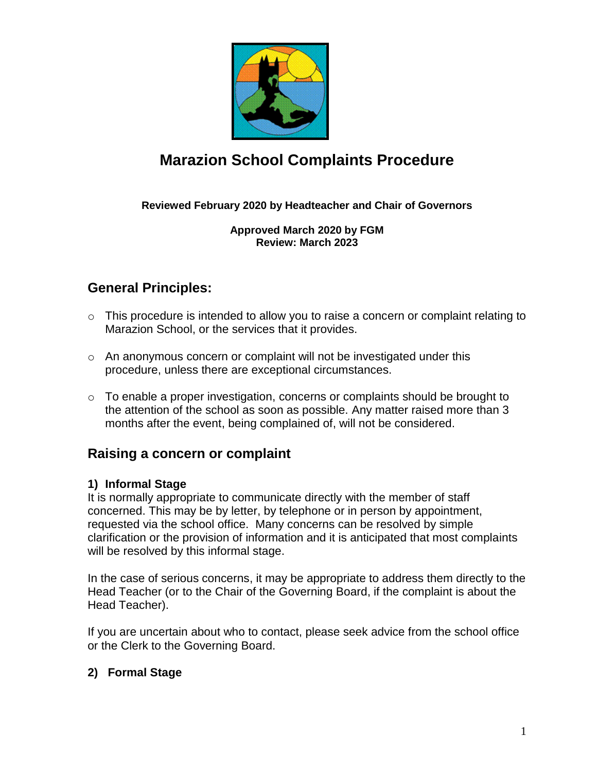# Marazion School Complaints Procedure

**Reviewed February 2020 by Headteacher and Chair of Governors**

**Approved March 2020 by FGM**
**Review: March 2023**

## General Principles:

- This procedure is intended to allow you to raise a concern or complaint relating to Marazion School, or the services that it provides.

- An anonymous concern or complaint will not be investigated under this procedure, unless there are exceptional circumstances.

- To enable a proper investigation, concerns or complaints should be brought to the attention of the school as soon as possible. Any matter raised more than 3 months after the event, being complained of, will not be considered.

## Raising a concern or complaint

### 1) Informal Stage

It is normally appropriate to communicate directly with the member of staff concerned. This may be by letter, by telephone or in person by appointment, requested via the school office. Many concerns can be resolved by simple clarification or the provision of information and it is anticipated that most complaints will be resolved by this informal stage.

In the case of serious concerns, it may be appropriate to address them directly to the Head Teacher (or to the Chair of the Governing Board, if the complaint is about the Head Teacher).

If you are uncertain about who to contact, please seek advice from the school office or the Clerk to the Governing Board.

### 2) Formal Stage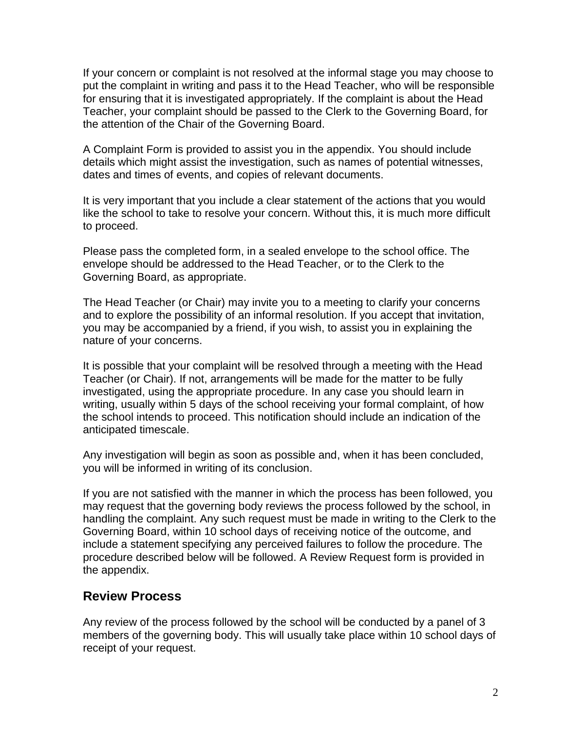If your concern or complaint is not resolved at the informal stage you may choose to put the complaint in writing and pass it to the Head Teacher, who will be responsible for ensuring that it is investigated appropriately. If the complaint is about the Head Teacher, your complaint should be passed to the Clerk to the Governing Board, for the attention of the Chair of the Governing Board.

A Complaint Form is provided to assist you in the appendix. You should include details which might assist the investigation, such as names of potential witnesses, dates and times of events, and copies of relevant documents.

It is very important that you include a clear statement of the actions that you would like the school to take to resolve your concern. Without this, it is much more difficult to proceed.

Please pass the completed form, in a sealed envelope to the school office. The envelope should be addressed to the Head Teacher, or to the Clerk to the Governing Board, as appropriate.

The Head Teacher (or Chair) may invite you to a meeting to clarify your concerns and to explore the possibility of an informal resolution. If you accept that invitation, you may be accompanied by a friend, if you wish, to assist you in explaining the nature of your concerns.

It is possible that your complaint will be resolved through a meeting with the Head Teacher (or Chair). If not, arrangements will be made for the matter to be fully investigated, using the appropriate procedure. In any case you should learn in writing, usually within 5 days of the school receiving your formal complaint, of how the school intends to proceed. This notification should include an indication of the anticipated timescale.

Any investigation will begin as soon as possible and, when it has been concluded, you will be informed in writing of its conclusion.

If you are not satisfied with the manner in which the process has been followed, you may request that the governing body reviews the process followed by the school, in handling the complaint. Any such request must be made in writing to the Clerk to the Governing Board, within 10 school days of receiving notice of the outcome, and include a statement specifying any perceived failures to follow the procedure. The procedure described below will be followed. A Review Request form is provided in the appendix.

## Review Process

Any review of the process followed by the school will be conducted by a panel of 3 members of the governing body. This will usually take place within 10 school days of receipt of your request.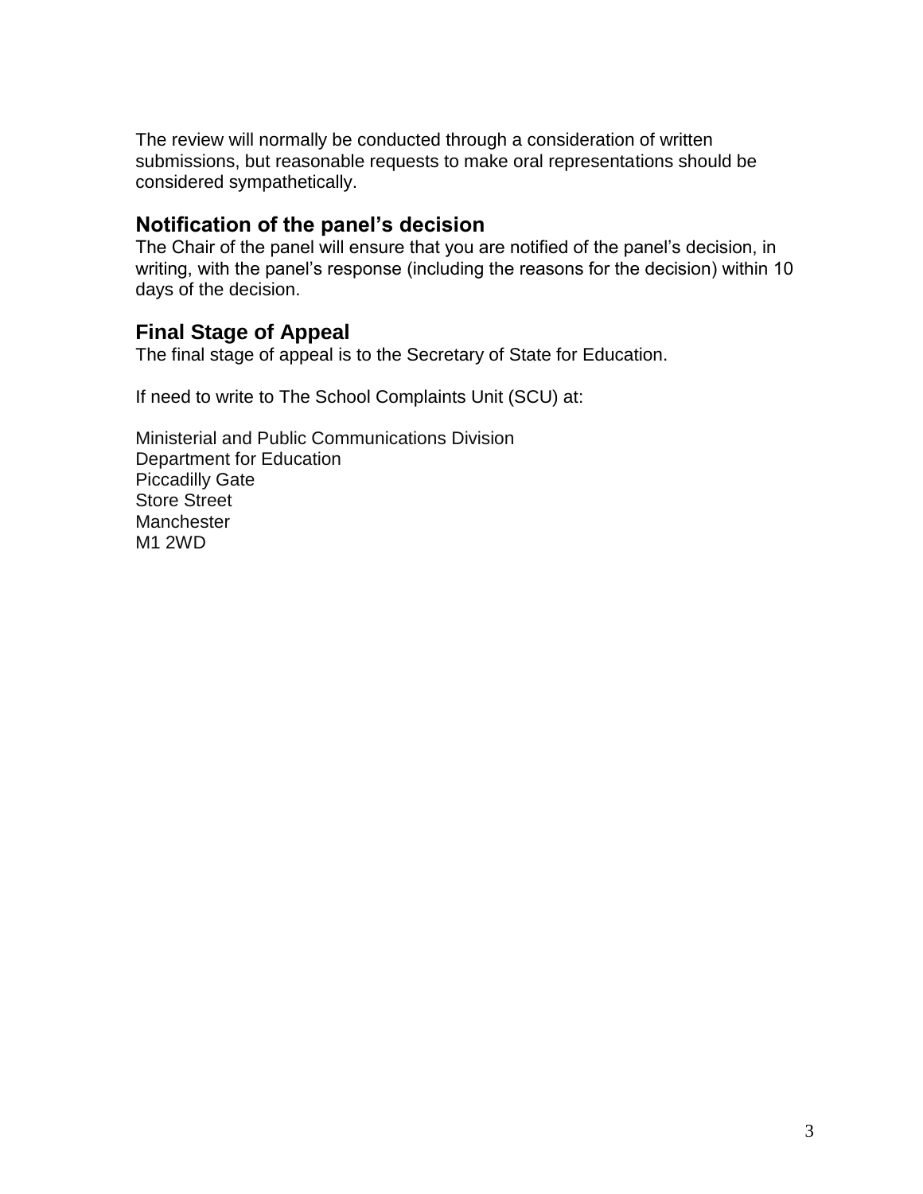The review will normally be conducted through a consideration of written submissions, but reasonable requests to make oral representations should be considered sympathetically.

## Notification of the panel's decision

The Chair of the panel will ensure that you are notified of the panel's decision, in writing, with the panel's response (including the reasons for the decision) within 10 days of the decision.

## Final Stage of Appeal

The final stage of appeal is to the Secretary of State for Education.

If need to write to The School Complaints Unit (SCU) at:

Ministerial and Public Communications Division
Department for Education
Piccadilly Gate
Store Street
Manchester
M1 2WD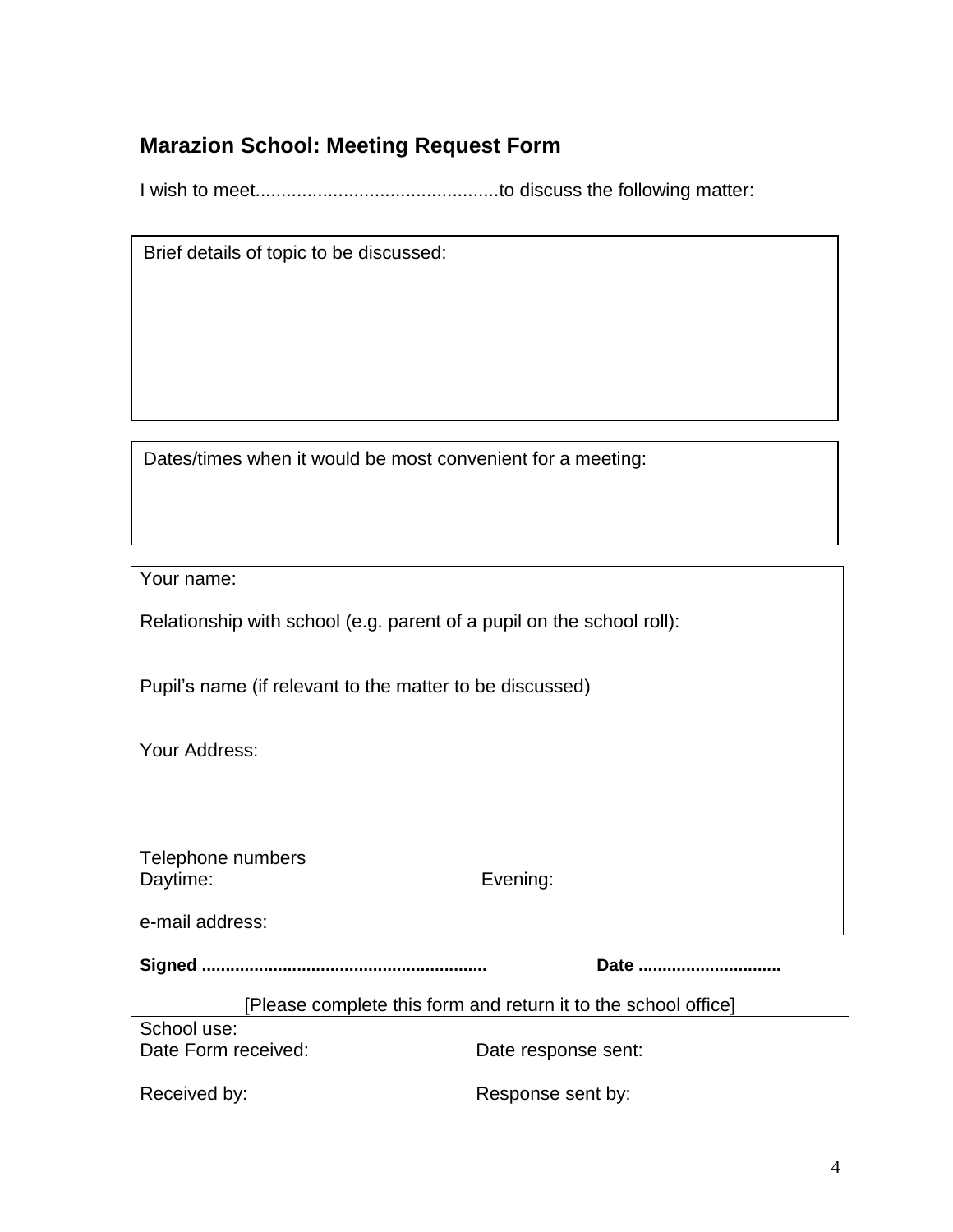## Marazion School: Meeting Request Form

I wish to meet..............................................to discuss the following matter:

| Brief details of topic to be discussed: |
|---|
| |

| Dates/times when it would be most convenient for a meeting: |
|---|
| |

Your name:

Relationship with school (e.g. parent of a pupil on the school roll):

Pupil's name (if relevant to the matter to be discussed)

Your Address:

Telephone numbers
Daytime: Evening:

e-mail address:

**Signed ..........................................................** **Date .............................**

[Please complete this form and return it to the school office]

| School use: | |
|---|---|
| Date Form received: | Date response sent: |
| Received by: | Response sent by: |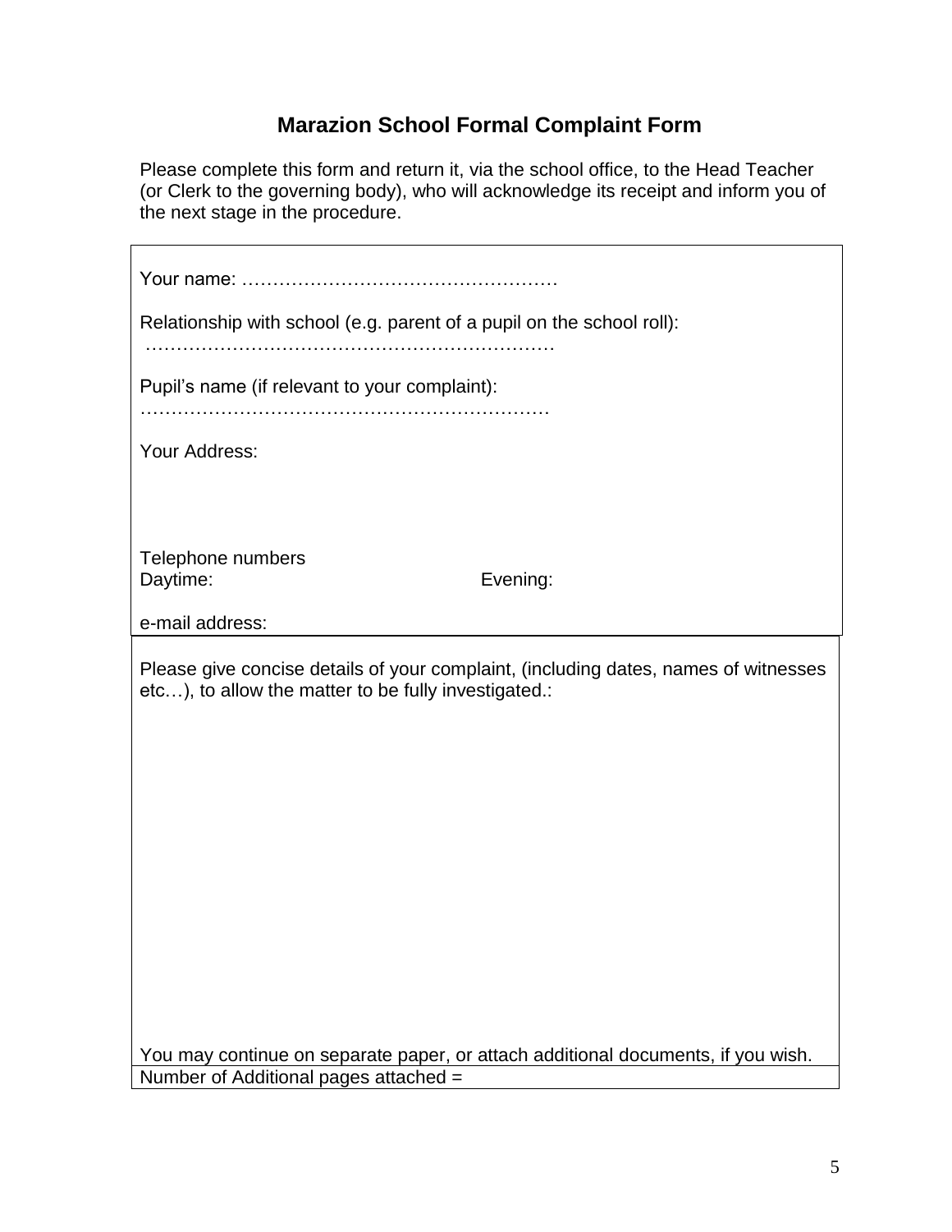# Marazion School Formal Complaint Form

Please complete this form and return it, via the school office, to the Head Teacher (or Clerk to the governing body), who will acknowledge its receipt and inform you of the next stage in the procedure.

Your name: ……………………………………………

Relationship with school (e.g. parent of a pupil on the school roll):
…………………………………………………………

Pupil's name (if relevant to your complaint):
…………………………………………………………

Your Address:

Telephone numbers
Daytime: Evening:

e-mail address:

Please give concise details of your complaint, (including dates, names of witnesses etc…), to allow the matter to be fully investigated.:

You may continue on separate paper, or attach additional documents, if you wish.

Number of Additional pages attached =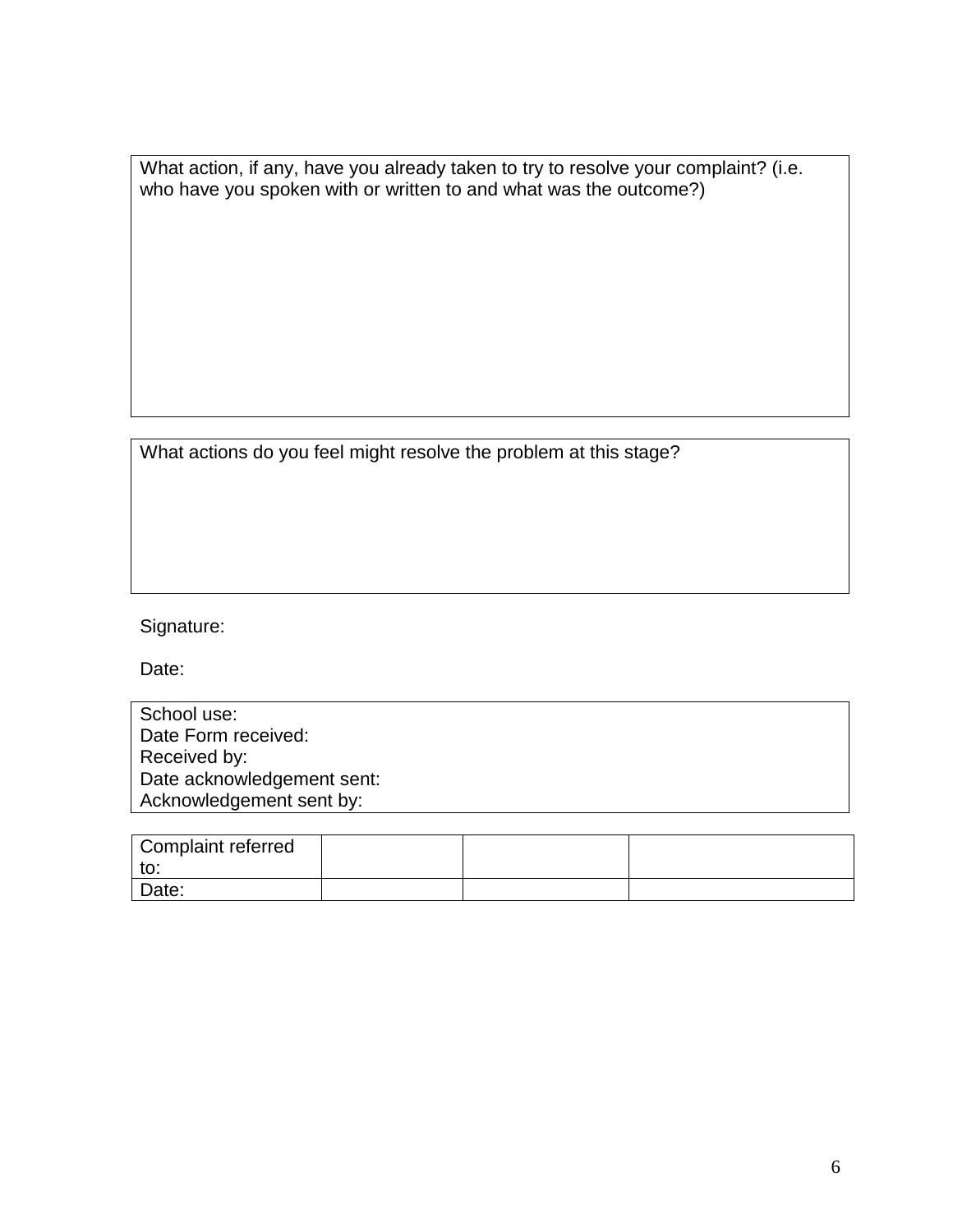What action, if any, have you already taken to try to resolve your complaint? (i.e. who have you spoken with or written to and what was the outcome?)

What actions do you feel might resolve the problem at this stage?

Signature:

Date:

School use:
Date Form received:
Received by:
Date acknowledgement sent:
Acknowledgement sent by:

| | | | |
|---|---|---|---|
| Complaint referred to: | | | |
| Date: | | | |